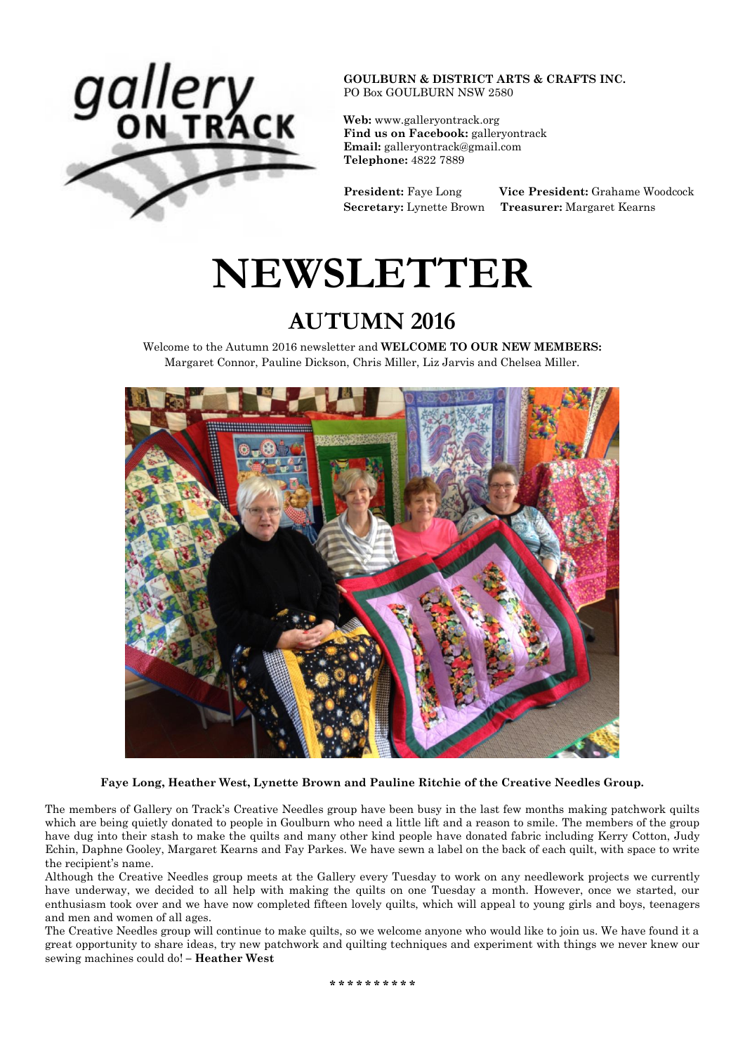**GOULBURN & DISTRICT ARTS & CRAFTS INC.**
PO Box GOULBURN NSW 2580

**Web:** www.galleryontrack.org
**Find us on Facebook:** galleryontrack
**Email:** galleryontrack@gmail.com
**Telephone:** 4822 7889

**President:** Faye Long **Vice President:** Grahame Woodcock
**Secretary:** Lynette Brown **Treasurer:** Margaret Kearns

# NEWSLETTER

## AUTUMN 2016

Welcome to the Autumn 2016 newsletter and **WELCOME TO OUR NEW MEMBERS:** Margaret Connor, Pauline Dickson, Chris Miller, Liz Jarvis and Chelsea Miller.

**Faye Long, Heather West, Lynette Brown and Pauline Ritchie of the Creative Needles Group.**

The members of Gallery on Track's Creative Needles group have been busy in the last few months making patchwork quilts which are being quietly donated to people in Goulburn who need a little lift and a reason to smile. The members of the group have dug into their stash to make the quilts and many other kind people have donated fabric including Kerry Cotton, Judy Echin, Daphne Gooley, Margaret Kearns and Fay Parkes. We have sewn a label on the back of each quilt, with space to write the recipient's name.

Although the Creative Needles group meets at the Gallery every Tuesday to work on any needlework projects we currently have underway, we decided to all help with making the quilts on one Tuesday a month. However, once we started, our enthusiasm took over and we have now completed fifteen lovely quilts, which will appeal to young girls and boys, teenagers and men and women of all ages.

The Creative Needles group will continue to make quilts, so we welcome anyone who would like to join us. We have found it a great opportunity to share ideas, try new patchwork and quilting techniques and experiment with things we never knew our sewing machines could do! – **Heather West**

\* \* \* \* \* \* \* \* \* \*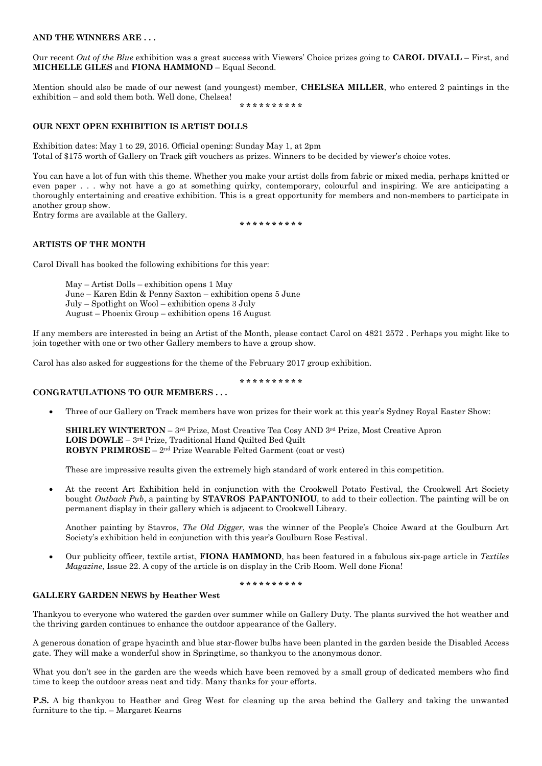## AND THE WINNERS ARE . . .

Our recent *Out of the Blue* exhibition was a great success with Viewers' Choice prizes going to **CAROL DIVALL** – First, and **MICHELLE GILES** and **FIONA HAMMOND** – Equal Second.

Mention should also be made of our newest (and youngest) member, **CHELSEA MILLER**, who entered 2 paintings in the exhibition – and sold them both. Well done, Chelsea!

\* \* \* \* \* \* \* \* \* \*

## OUR NEXT OPEN EXHIBITION IS ARTIST DOLLS

Exhibition dates: May 1 to 29, 2016. Official opening: Sunday May 1, at 2pm
Total of $175 worth of Gallery on Track gift vouchers as prizes. Winners to be decided by viewer's choice votes.

You can have a lot of fun with this theme. Whether you make your artist dolls from fabric or mixed media, perhaps knitted or even paper . . . why not have a go at something quirky, contemporary, colourful and inspiring. We are anticipating a thoroughly entertaining and creative exhibition. This is a great opportunity for members and non-members to participate in another group show.
Entry forms are available at the Gallery.

\* \* \* \* \* \* \* \* \* \*

## ARTISTS OF THE MONTH

Carol Divall has booked the following exhibitions for this year:

May – Artist Dolls – exhibition opens 1 May
June – Karen Edin & Penny Saxton – exhibition opens 5 June
July – Spotlight on Wool – exhibition opens 3 July
August – Phoenix Group – exhibition opens 16 August

If any members are interested in being an Artist of the Month, please contact Carol on 4821 2572 . Perhaps you might like to join together with one or two other Gallery members to have a group show.

Carol has also asked for suggestions for the theme of the February 2017 group exhibition.

\* \* \* \* \* \* \* \* \* \*

## CONGRATULATIONS TO OUR MEMBERS . . .

- Three of our Gallery on Track members have won prizes for their work at this year's Sydney Royal Easter Show:

  **SHIRLEY WINTERTON** – 3rd Prize, Most Creative Tea Cosy AND 3rd Prize, Most Creative Apron
  **LOIS DOWLE** – 3rd Prize, Traditional Hand Quilted Bed Quilt
  **ROBYN PRIMROSE** – 2nd Prize Wearable Felted Garment (coat or vest)

  These are impressive results given the extremely high standard of work entered in this competition.

- At the recent Art Exhibition held in conjunction with the Crookwell Potato Festival, the Crookwell Art Society bought *Outback Pub*, a painting by **STAVROS PAPANTONIOU**, to add to their collection. The painting will be on permanent display in their gallery which is adjacent to Crookwell Library.

  Another painting by Stavros, *The Old Digger*, was the winner of the People's Choice Award at the Goulburn Art Society's exhibition held in conjunction with this year's Goulburn Rose Festival.

- Our publicity officer, textile artist, **FIONA HAMMOND**, has been featured in a fabulous six-page article in *Textiles Magazine*, Issue 22. A copy of the article is on display in the Crib Room. Well done Fiona!

\* \* \* \* \* \* \* \* \* \*

## GALLERY GARDEN NEWS by Heather West

Thankyou to everyone who watered the garden over summer while on Gallery Duty. The plants survived the hot weather and the thriving garden continues to enhance the outdoor appearance of the Gallery.

A generous donation of grape hyacinth and blue star-flower bulbs have been planted in the garden beside the Disabled Access gate. They will make a wonderful show in Springtime, so thankyou to the anonymous donor.

What you don't see in the garden are the weeds which have been removed by a small group of dedicated members who find time to keep the outdoor areas neat and tidy. Many thanks for your efforts.

**P.S.** A big thankyou to Heather and Greg West for cleaning up the area behind the Gallery and taking the unwanted furniture to the tip. – Margaret Kearns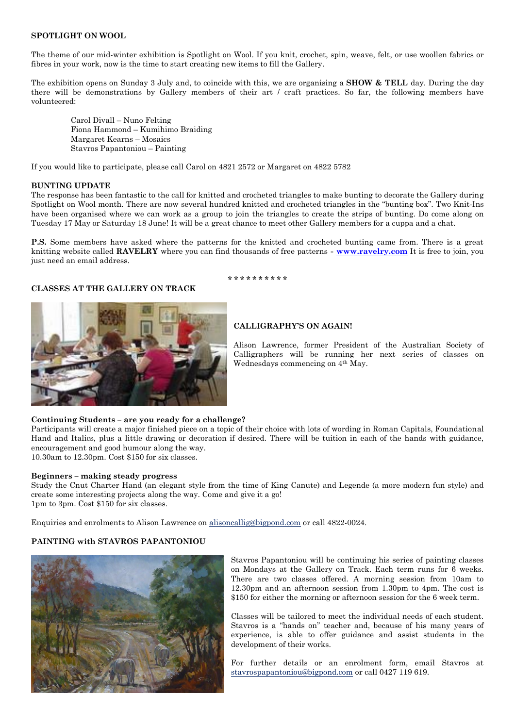## SPOTLIGHT ON WOOL

The theme of our mid-winter exhibition is Spotlight on Wool. If you knit, crochet, spin, weave, felt, or use woollen fabrics or fibres in your work, now is the time to start creating new items to fill the Gallery.

The exhibition opens on Sunday 3 July and, to coincide with this, we are organising a **SHOW & TELL** day. During the day there will be demonstrations by Gallery members of their art / craft practices. So far, the following members have volunteered:

Carol Divall – Nuno Felting  
Fiona Hammond – Kumihimo Braiding  
Margaret Kearns – Mosaics  
Stavros Papantoniou – Painting

If you would like to participate, please call Carol on 4821 2572 or Margaret on 4822 5782

## BUNTING UPDATE

The response has been fantastic to the call for knitted and crocheted triangles to make bunting to decorate the Gallery during Spotlight on Wool month. There are now several hundred knitted and crocheted triangles in the "bunting box". Two Knit-Ins have been organised where we can work as a group to join the triangles to create the strips of bunting. Do come along on Tuesday 17 May or Saturday 18 June! It will be a great chance to meet other Gallery members for a cuppa and a chat.

**P.S.** Some members have asked where the patterns for the knitted and crocheted bunting came from. There is a great knitting website called **RAVELRY** where you can find thousands of free patterns - **www.ravelry.com** It is free to join, you just need an email address.

* * * * * * * * * *

## CLASSES AT THE GALLERY ON TRACK

### CALLIGRAPHY'S ON AGAIN!

Alison Lawrence, former President of the Australian Society of Calligraphers will be running her next series of classes on Wednesdays commencing on 4th May.

**Continuing Students – are you ready for a challenge?**

Participants will create a major finished piece on a topic of their choice with lots of wording in Roman Capitals, Foundational Hand and Italics, plus a little drawing or decoration if desired. There will be tuition in each of the hands with guidance, encouragement and good humour along the way.  
10.30am to 12.30pm. Cost $150 for six classes.

**Beginners – making steady progress**

Study the Cnut Charter Hand (an elegant style from the time of King Canute) and Legende (a more modern fun style) and create some interesting projects along the way. Come and give it a go!  
1pm to 3pm. Cost $150 for six classes.

Enquiries and enrolments to Alison Lawrence on alisoncallig@bigpond.com or call 4822-0024.

### PAINTING with STAVROS PAPANTONIOU

Stavros Papantoniou will be continuing his series of painting classes on Mondays at the Gallery on Track. Each term runs for 6 weeks. There are two classes offered. A morning session from 10am to 12.30pm and an afternoon session from 1.30pm to 4pm. The cost is $150 for either the morning or afternoon session for the 6 week term.

Classes will be tailored to meet the individual needs of each student. Stavros is a "hands on" teacher and, because of his many years of experience, is able to offer guidance and assist students in the development of their works.

For further details or an enrolment form, email Stavros at stavrospapantoniou@bigpond.com or call 0427 119 619.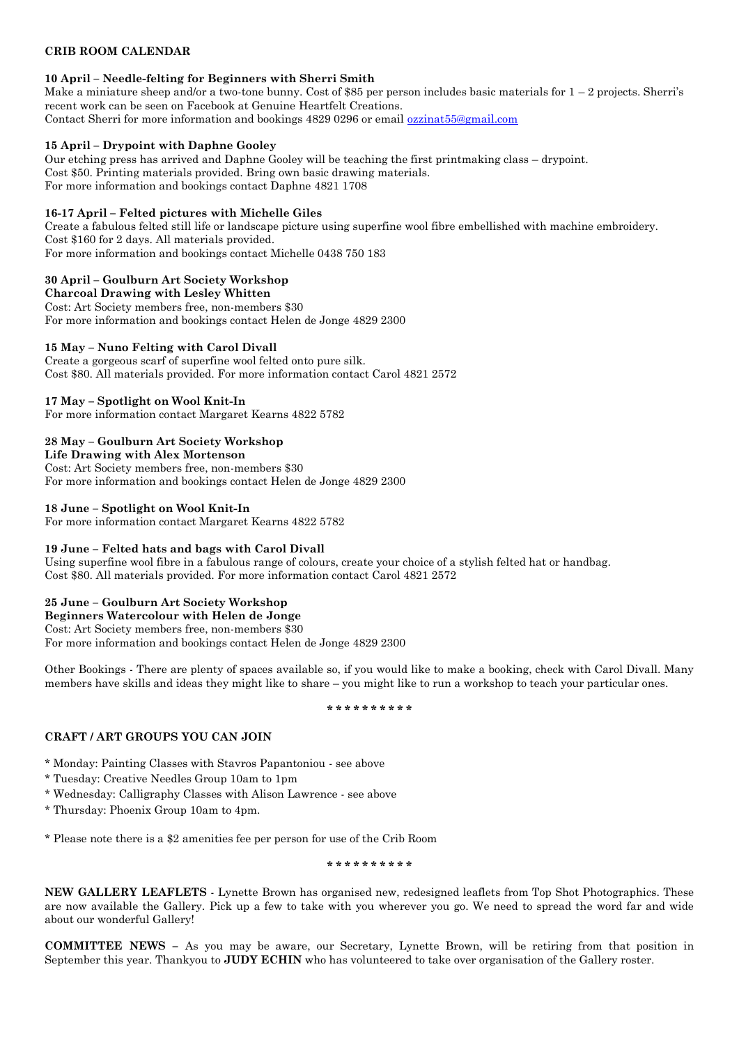## CRIB ROOM CALENDAR

**10 April – Needle-felting for Beginners with Sherri Smith**
Make a miniature sheep and/or a two-tone bunny. Cost of $85 per person includes basic materials for 1 – 2 projects. Sherri's recent work can be seen on Facebook at Genuine Heartfelt Creations.
Contact Sherri for more information and bookings 4829 0296 or email ozzinat55@gmail.com

**15 April – Drypoint with Daphne Gooley**
Our etching press has arrived and Daphne Gooley will be teaching the first printmaking class – drypoint.
Cost $50. Printing materials provided. Bring own basic drawing materials.
For more information and bookings contact Daphne 4821 1708

**16-17 April – Felted pictures with Michelle Giles**
Create a fabulous felted still life or landscape picture using superfine wool fibre embellished with machine embroidery.
Cost $160 for 2 days. All materials provided.
For more information and bookings contact Michelle 0438 750 183

**30 April – Goulburn Art Society Workshop**
**Charcoal Drawing with Lesley Whitten**
Cost: Art Society members free, non-members $30
For more information and bookings contact Helen de Jonge 4829 2300

**15 May – Nuno Felting with Carol Divall**
Create a gorgeous scarf of superfine wool felted onto pure silk.
Cost $80. All materials provided. For more information contact Carol 4821 2572

**17 May – Spotlight on Wool Knit-In**
For more information contact Margaret Kearns 4822 5782

**28 May – Goulburn Art Society Workshop**
**Life Drawing with Alex Mortenson**
Cost: Art Society members free, non-members $30
For more information and bookings contact Helen de Jonge 4829 2300

**18 June – Spotlight on Wool Knit-In**
For more information contact Margaret Kearns 4822 5782

**19 June – Felted hats and bags with Carol Divall**
Using superfine wool fibre in a fabulous range of colours, create your choice of a stylish felted hat or handbag.
Cost $80. All materials provided. For more information contact Carol 4821 2572

**25 June – Goulburn Art Society Workshop**
**Beginners Watercolour with Helen de Jonge**
Cost: Art Society members free, non-members $30
For more information and bookings contact Helen de Jonge 4829 2300

Other Bookings - There are plenty of spaces available so, if you would like to make a booking, check with Carol Divall. Many members have skills and ideas they might like to share – you might like to run a workshop to teach your particular ones.

* * * * * * * * * *

## CRAFT / ART GROUPS YOU CAN JOIN

* Monday: Painting Classes with Stavros Papantoniou - see above
* Tuesday: Creative Needles Group 10am to 1pm
* Wednesday: Calligraphy Classes with Alison Lawrence - see above
* Thursday: Phoenix Group 10am to 4pm.

* Please note there is a $2 amenities fee per person for use of the Crib Room

* * * * * * * * * *

**NEW GALLERY LEAFLETS** - Lynette Brown has organised new, redesigned leaflets from Top Shot Photographics. These are now available the Gallery. Pick up a few to take with you wherever you go. We need to spread the word far and wide about our wonderful Gallery!

**COMMITTEE NEWS –** As you may be aware, our Secretary, Lynette Brown, will be retiring from that position in September this year. Thankyou to **JUDY ECHIN** who has volunteered to take over organisation of the Gallery roster.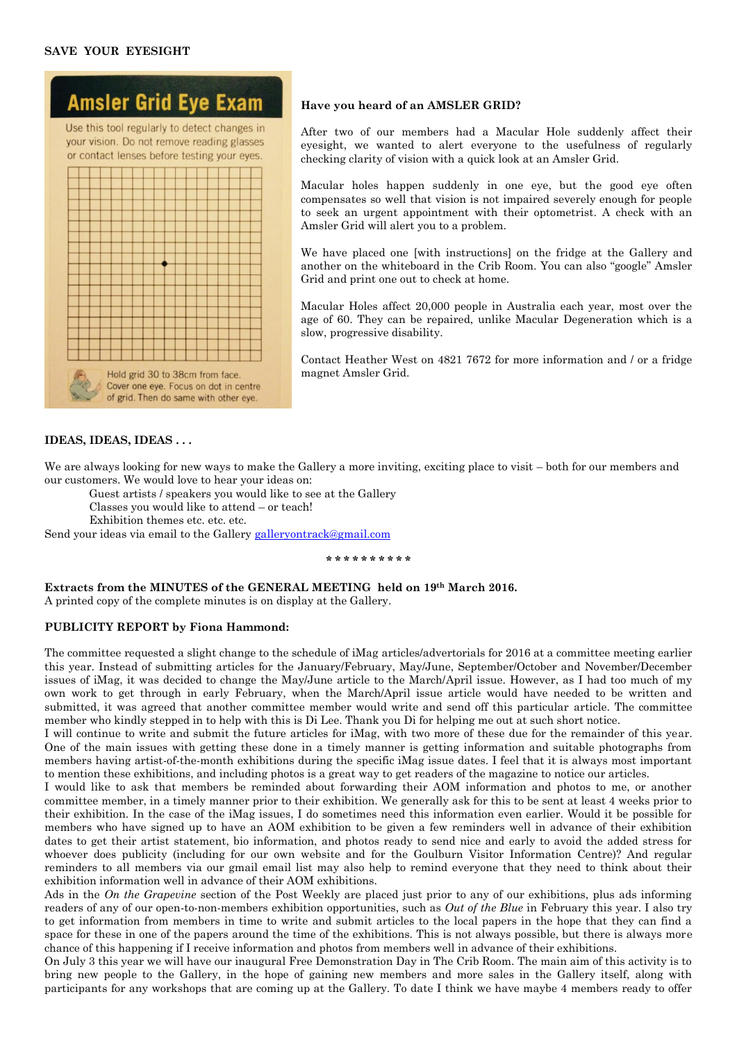**SAVE YOUR EYESIGHT**

Amsler Grid Eye Exam

Use this tool regularly to detect changes in your vision. Do not remove reading glasses or contact lenses before testing your eyes.

Hold grid 30 to 38cm from face. Cover one eye. Focus on dot in centre of grid. Then do same with other eye.

**Have you heard of an AMSLER GRID?**

After two of our members had a Macular Hole suddenly affect their eyesight, we wanted to alert everyone to the usefulness of regularly checking clarity of vision with a quick look at an Amsler Grid.

Macular holes happen suddenly in one eye, but the good eye often compensates so well that vision is not impaired severely enough for people to seek an urgent appointment with their optometrist. A check with an Amsler Grid will alert you to a problem.

We have placed one [with instructions] on the fridge at the Gallery and another on the whiteboard in the Crib Room. You can also "google" Amsler Grid and print one out to check at home.

Macular Holes affect 20,000 people in Australia each year, most over the age of 60. They can be repaired, unlike Macular Degeneration which is a slow, progressive disability.

Contact Heather West on 4821 7672 for more information and / or a fridge magnet Amsler Grid.

**IDEAS, IDEAS, IDEAS . . .**

We are always looking for new ways to make the Gallery a more inviting, exciting place to visit – both for our members and our customers. We would love to hear your ideas on:

Guest artists / speakers you would like to see at the Gallery
Classes you would like to attend – or teach!
Exhibition themes etc. etc. etc.

Send your ideas via email to the Gallery galleryontrack@gmail.com

* * * * * * * * * *

**Extracts from the MINUTES of the GENERAL MEETING held on 19th March 2016.**
A printed copy of the complete minutes is on display at the Gallery.

**PUBLICITY REPORT by Fiona Hammond:**

The committee requested a slight change to the schedule of iMag articles/advertorials for 2016 at a committee meeting earlier this year. Instead of submitting articles for the January/February, May/June, September/October and November/December issues of iMag, it was decided to change the May/June article to the March/April issue. However, as I had too much of my own work to get through in early February, when the March/April issue article would have needed to be written and submitted, it was agreed that another committee member would write and send off this particular article. The committee member who kindly stepped in to help with this is Di Lee. Thank you Di for helping me out at such short notice.

I will continue to write and submit the future articles for iMag, with two more of these due for the remainder of this year. One of the main issues with getting these done in a timely manner is getting information and suitable photographs from members having artist-of-the-month exhibitions during the specific iMag issue dates. I feel that it is always most important to mention these exhibitions, and including photos is a great way to get readers of the magazine to notice our articles.

I would like to ask that members be reminded about forwarding their AOM information and photos to me, or another committee member, in a timely manner prior to their exhibition. We generally ask for this to be sent at least 4 weeks prior to their exhibition. In the case of the iMag issues, I do sometimes need this information even earlier. Would it be possible for members who have signed up to have an AOM exhibition to be given a few reminders well in advance of their exhibition dates to get their artist statement, bio information, and photos ready to send nice and early to avoid the added stress for whoever does publicity (including for our own website and for the Goulburn Visitor Information Centre)? And regular reminders to all members via our gmail email list may also help to remind everyone that they need to think about their exhibition information well in advance of their AOM exhibitions.

Ads in the *On the Grapevine* section of the Post Weekly are placed just prior to any of our exhibitions, plus ads informing readers of any of our open-to-non-members exhibition opportunities, such as *Out of the Blue* in February this year. I also try to get information from members in time to write and submit articles to the local papers in the hope that they can find a space for these in one of the papers around the time of the exhibitions. This is not always possible, but there is always more chance of this happening if I receive information and photos from members well in advance of their exhibitions.

On July 3 this year we will have our inaugural Free Demonstration Day in The Crib Room. The main aim of this activity is to bring new people to the Gallery, in the hope of gaining new members and more sales in the Gallery itself, along with participants for any workshops that are coming up at the Gallery. To date I think we have maybe 4 members ready to offer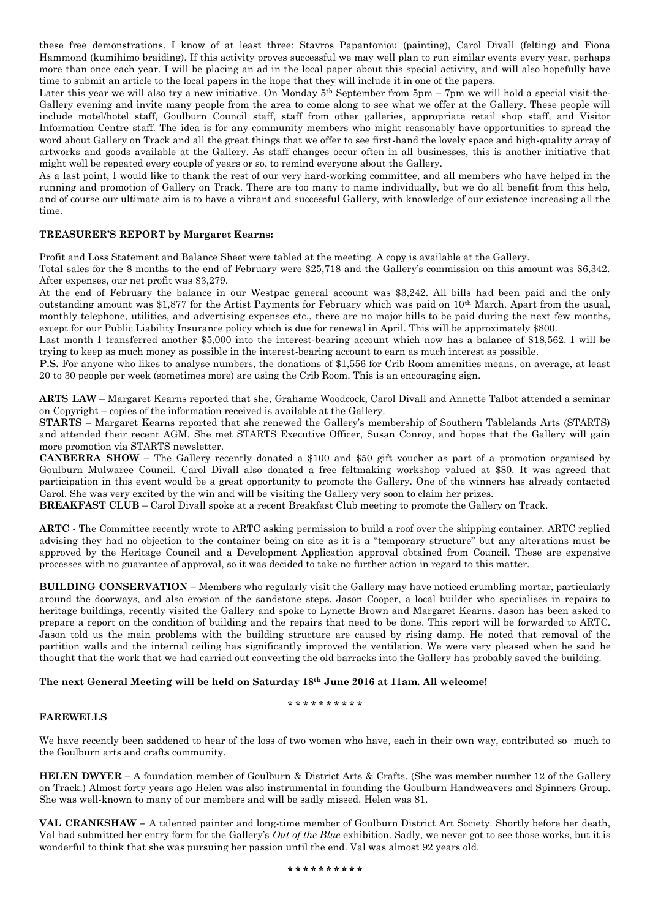these free demonstrations. I know of at least three: Stavros Papantoniou (painting), Carol Divall (felting) and Fiona Hammond (kumihimo braiding). If this activity proves successful we may well plan to run similar events every year, perhaps more than once each year. I will be placing an ad in the local paper about this special activity, and will also hopefully have time to submit an article to the local papers in the hope that they will include it in one of the papers.

Later this year we will also try a new initiative. On Monday 5th September from 5pm – 7pm we will hold a special visit-the-Gallery evening and invite many people from the area to come along to see what we offer at the Gallery. These people will include motel/hotel staff, Goulburn Council staff, staff from other galleries, appropriate retail shop staff, and Visitor Information Centre staff. The idea is for any community members who might reasonably have opportunities to spread the word about Gallery on Track and all the great things that we offer to see first-hand the lovely space and high-quality array of artworks and goods available at the Gallery. As staff changes occur often in all businesses, this is another initiative that might well be repeated every couple of years or so, to remind everyone about the Gallery.

As a last point, I would like to thank the rest of our very hard-working committee, and all members who have helped in the running and promotion of Gallery on Track. There are too many to name individually, but we do all benefit from this help, and of course our ultimate aim is to have a vibrant and successful Gallery, with knowledge of our existence increasing all the time.

**TREASURER'S REPORT by Margaret Kearns:**

Profit and Loss Statement and Balance Sheet were tabled at the meeting. A copy is available at the Gallery.

Total sales for the 8 months to the end of February were $25,718 and the Gallery's commission on this amount was $6,342. After expenses, our net profit was $3,279.

At the end of February the balance in our Westpac general account was $3,242. All bills had been paid and the only outstanding amount was $1,877 for the Artist Payments for February which was paid on 10th March. Apart from the usual, monthly telephone, utilities, and advertising expenses etc., there are no major bills to be paid during the next few months, except for our Public Liability Insurance policy which is due for renewal in April. This will be approximately $800.

Last month I transferred another $5,000 into the interest-bearing account which now has a balance of $18,562. I will be trying to keep as much money as possible in the interest-bearing account to earn as much interest as possible.

**P.S.** For anyone who likes to analyse numbers, the donations of $1,556 for Crib Room amenities means, on average, at least 20 to 30 people per week (sometimes more) are using the Crib Room. This is an encouraging sign.

**ARTS LAW** – Margaret Kearns reported that she, Grahame Woodcock, Carol Divall and Annette Talbot attended a seminar on Copyright – copies of the information received is available at the Gallery.

**STARTS** – Margaret Kearns reported that she renewed the Gallery's membership of Southern Tablelands Arts (STARTS) and attended their recent AGM. She met STARTS Executive Officer, Susan Conroy, and hopes that the Gallery will gain more promotion via STARTS newsletter.

**CANBERRA SHOW** – The Gallery recently donated a $100 and $50 gift voucher as part of a promotion organised by Goulburn Mulwaree Council. Carol Divall also donated a free feltmaking workshop valued at $80. It was agreed that participation in this event would be a great opportunity to promote the Gallery. One of the winners has already contacted Carol. She was very excited by the win and will be visiting the Gallery very soon to claim her prizes.

**BREAKFAST CLUB** – Carol Divall spoke at a recent Breakfast Club meeting to promote the Gallery on Track.

**ARTC** - The Committee recently wrote to ARTC asking permission to build a roof over the shipping container. ARTC replied advising they had no objection to the container being on site as it is a "temporary structure" but any alterations must be approved by the Heritage Council and a Development Application approval obtained from Council. These are expensive processes with no guarantee of approval, so it was decided to take no further action in regard to this matter.

**BUILDING CONSERVATION** – Members who regularly visit the Gallery may have noticed crumbling mortar, particularly around the doorways, and also erosion of the sandstone steps. Jason Cooper, a local builder who specialises in repairs to heritage buildings, recently visited the Gallery and spoke to Lynette Brown and Margaret Kearns. Jason has been asked to prepare a report on the condition of building and the repairs that need to be done. This report will be forwarded to ARTC. Jason told us the main problems with the building structure are caused by rising damp. He noted that removal of the partition walls and the internal ceiling has significantly improved the ventilation. We were very pleased when he said he thought that the work that we had carried out converting the old barracks into the Gallery has probably saved the building.

**The next General Meeting will be held on Saturday 18th June 2016 at 11am. All welcome!**

\* \* \* \* \* \* \* \* \* \*

**FAREWELLS**

We have recently been saddened to hear of the loss of two women who have, each in their own way, contributed so much to the Goulburn arts and crafts community.

**HELEN DWYER** – A foundation member of Goulburn & District Arts & Crafts. (She was member number 12 of the Gallery on Track.) Almost forty years ago Helen was also instrumental in founding the Goulburn Handweavers and Spinners Group. She was well-known to many of our members and will be sadly missed. Helen was 81.

**VAL CRANKSHAW** – A talented painter and long-time member of Goulburn District Art Society. Shortly before her death, Val had submitted her entry form for the Gallery's *Out of the Blue* exhibition. Sadly, we never got to see those works, but it is wonderful to think that she was pursuing her passion until the end. Val was almost 92 years old.

\* \* \* \* \* \* \* \* \* \*